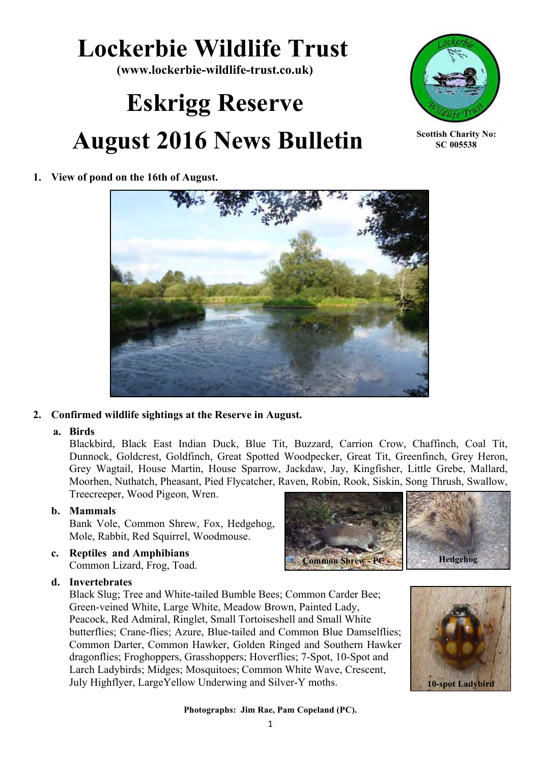# Lockerbie Wildlife Trust

**(www.lockerbie-wildlife-trust.co.uk)**

# Eskrigg Reserve

# August 2016 News Bulletin

**Scottish Charity No: SC 005538**

1. **View of pond on the 16th of August.**

2. **Confirmed wildlife sightings at the Reserve in August.**

   a. **Birds**
   Blackbird, Black East Indian Duck, Blue Tit, Buzzard, Carrion Crow, Chaffinch, Coal Tit, Dunnock, Goldcrest, Goldfinch, Great Spotted Woodpecker, Great Tit, Greenfinch, Grey Heron, Grey Wagtail, House Martin, House Sparrow, Jackdaw, Jay, Kingfisher, Little Grebe, Mallard, Moorhen, Nuthatch, Pheasant, Pied Flycatcher, Raven, Robin, Rook, Siskin, Song Thrush, Swallow, Treecreeper, Wood Pigeon, Wren.

   b. **Mammals**
   Bank Vole, Common Shrew, Fox, Hedgehog, Mole, Rabbit, Red Squirrel, Woodmouse.

   c. **Reptiles and Amphibians**
   Common Lizard, Frog, Toad.

   d. **Invertebrates**
   Black Slug; Tree and White-tailed Bumble Bees; Common Carder Bee; Green-veined White, Large White, Meadow Brown, Painted Lady, Peacock, Red Admiral, Ringlet, Small Tortoiseshell and Small White butterflies; Crane-flies; Azure, Blue-tailed and Common Blue Damselflies; Common Darter, Common Hawker, Golden Ringed and Southern Hawker dragonflies; Froghoppers, Grasshoppers; Hoverflies; 7-Spot, 10-Spot and Larch Ladybirds; Midges; Mosquitoes; Common White Wave, Crescent, July Highflyer, LargeYellow Underwing and Silver-Y moths.

Common Shrew - PC

Hedgehog

10-spot Ladybird

**Photographs: Jim Rae, Pam Copeland (PC).**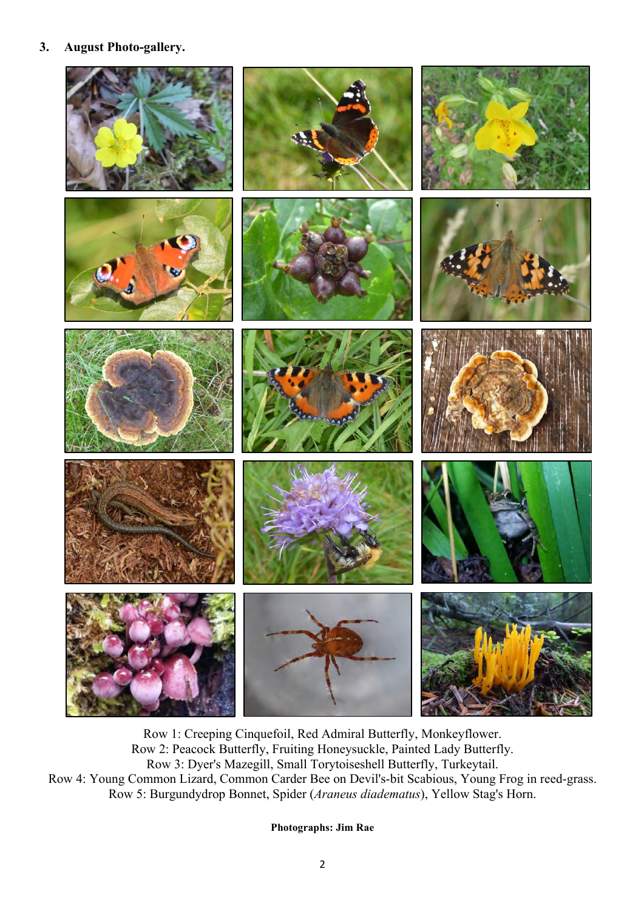## 3. August Photo-gallery.

Row 1: Creeping Cinquefoil, Red Admiral Butterfly, Monkeyflower.
Row 2: Peacock Butterfly, Fruiting Honeysuckle, Painted Lady Butterfly.
Row 3: Dyer's Mazegill, Small Torytoiseshell Butterfly, Turkeytail.
Row 4: Young Common Lizard, Common Carder Bee on Devil's-bit Scabious, Young Frog in reed-grass.
Row 5: Burgundydrop Bonnet, Spider (*Araneus diadematus*), Yellow Stag's Horn.

**Photographs: Jim Rae**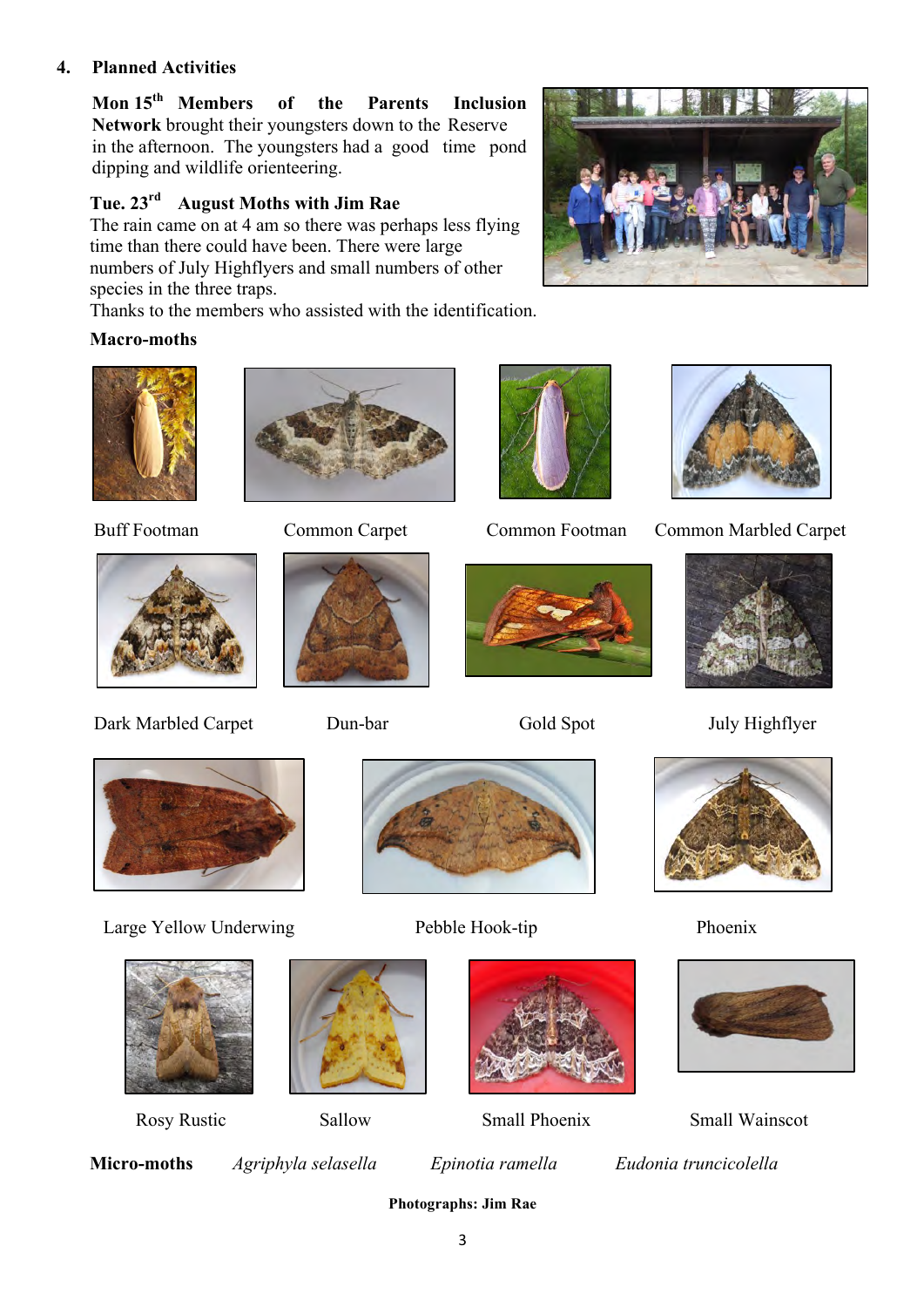## 4. Planned Activities

**Mon 15th Members of the Parents Inclusion Network** brought their youngsters down to the Reserve in the afternoon. The youngsters had a good time pond dipping and wildlife orienteering.

**Tue. 23rd August Moths with Jim Rae**

The rain came on at 4 am so there was perhaps less flying time than there could have been. There were large numbers of July Highflyers and small numbers of other species in the three traps.

Thanks to the members who assisted with the identification.

**Macro-moths**

Buff Footman

Common Carpet

Common Footman

Common Marbled Carpet

Dark Marbled Carpet

Dun-bar

Gold Spot

July Highflyer

Large Yellow Underwing

Pebble Hook-tip

Phoenix

Rosy Rustic

Sallow

Small Phoenix

Small Wainscot

**Micro-moths** *Agriphyla selasella* *Epinotia ramella* *Eudonia truncicolella*

**Photographs: Jim Rae**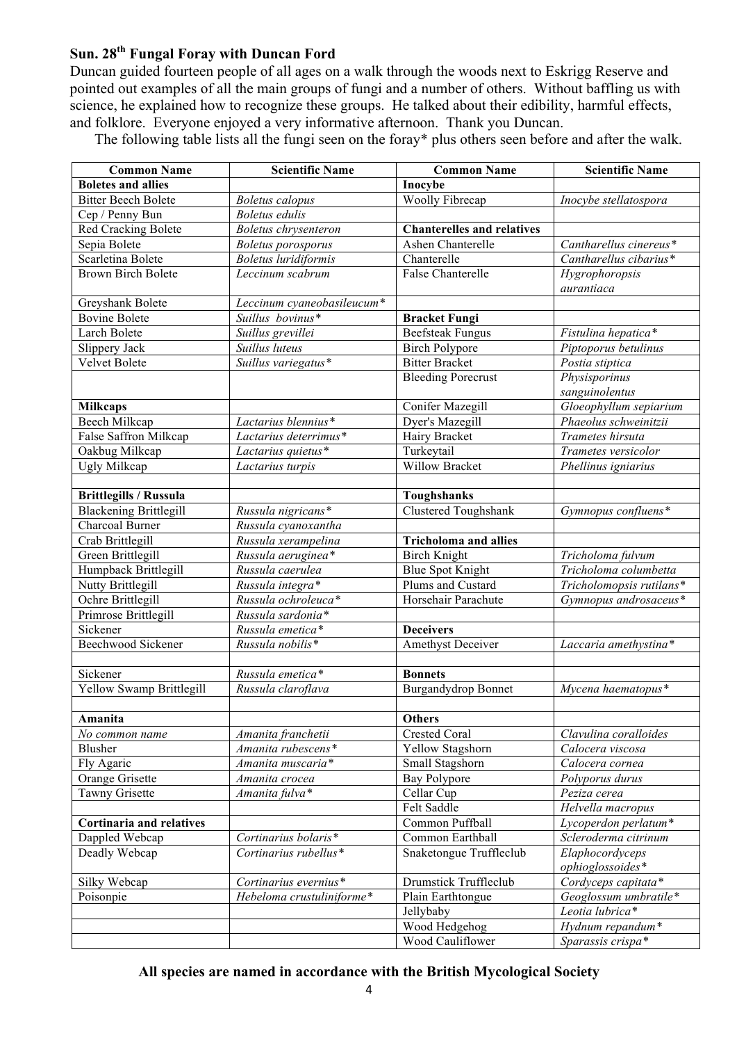## Sun. 28th Fungal Foray with Duncan Ford

Duncan guided fourteen people of all ages on a walk through the woods next to Eskrigg Reserve and pointed out examples of all the main groups of fungi and a number of others. Without baffling us with science, he explained how to recognize these groups. He talked about their edibility, harmful effects, and folklore. Everyone enjoyed a very informative afternoon. Thank you Duncan.

The following table lists all the fungi seen on the foray* plus others seen before and after the walk.

| Common Name | Scientific Name | Common Name | Scientific Name |
|---|---|---|---|
| **Boletes and allies** | | **Inocybe** | |
| Bitter Beech Bolete | *Boletus calopus* | Woolly Fibrecap | *Inocybe stellatospora* |
| Cep / Penny Bun | *Boletus edulis* | | |
| Red Cracking Bolete | *Boletus chrysenteron* | **Chanterelles and relatives** | |
| Sepia Bolete | *Boletus porosporus* | Ashen Chanterelle | *Cantharellus cinereus** |
| Scarletina Bolete | *Boletus luridiformis* | Chanterelle | *Cantharellus cibarius** |
| Brown Birch Bolete | *Leccinum scabrum* | False Chanterelle | *Hygrophoropsis aurantiaca* |
| Greyshank Bolete | *Leccinum cyaneobasileucum** | | |
| Bovine Bolete | *Suillus bovinus** | **Bracket Fungi** | |
| Larch Bolete | *Suillus grevillei* | Beefsteak Fungus | *Fistulina hepatica** |
| Slippery Jack | *Suillus luteus* | Birch Polypore | *Piptoporus betulinus* |
| Velvet Bolete | *Suillus variegatus** | Bitter Bracket | *Postia stiptica* |
| | | Bleeding Porecrust | *Physisporinus sanguinolentus* |
| **Milkcaps** | | Conifer Mazegill | *Gloeophyllum sepiarium* |
| Beech Milkcap | *Lactarius blennius** | Dyer's Mazegill | *Phaeolus schweinitzii* |
| False Saffron Milkcap | *Lactarius deterrimus** | Hairy Bracket | *Trametes hirsuta* |
| Oakbug Milkcap | *Lactarius quietus** | Turkeytail | *Trametes versicolor* |
| Ugly Milkcap | *Lactarius turpis* | Willow Bracket | *Phellinus igniarius* |
| | | | |
| **Brittlegills / Russula** | | **Toughshanks** | |
| Blackening Brittlegill | *Russula nigricans** | Clustered Toughshank | *Gymnopus confluens** |
| Charcoal Burner | *Russula cyanoxantha* | | |
| Crab Brittlegill | *Russula xerampelina* | **Tricholoma and allies** | |
| Green Brittlegill | *Russula aeruginea** | Birch Knight | *Tricholoma fulvum* |
| Humpback Brittlegill | *Russula caerulea* | Blue Spot Knight | *Tricholoma columbetta* |
| Nutty Brittlegill | *Russula integra** | Plums and Custard | *Tricholomopsis rutilans** |
| Ochre Brittlegill | *Russula ochroleuca** | Horsehair Parachute | *Gymnopus androsaceus** |
| Primrose Brittlegill | *Russula sardonia** | | |
| Sickener | *Russula emetica** | **Deceivers** | |
| Beechwood Sickener | *Russula nobilis** | Amethyst Deceiver | *Laccaria amethystina** |
| | | | |
| Sickener | *Russula emetica** | **Bonnets** | |
| Yellow Swamp Brittlegill | *Russula claroflava* | Burgandydrop Bonnet | *Mycena haematopus** |
| | | | |
| **Amanita** | | **Others** | |
| *No common name* | *Amanita franchetii* | Crested Coral | *Clavulina coralloides* |
| Blusher | *Amanita rubescens** | Yellow Stagshorn | *Calocera viscosa* |
| Fly Agaric | *Amanita muscaria** | Small Stagshorn | *Calocera cornea* |
| Orange Grisette | *Amanita crocea* | Bay Polypore | *Polyporus durus* |
| Tawny Grisette | *Amanita fulva** | Cellar Cup | *Peziza cerea* |
| | | Felt Saddle | *Helvella macropus* |
| **Cortinaria and relatives** | | Common Puffball | *Lycoperdon perlatum** |
| Dappled Webcap | *Cortinarius bolaris** | Common Earthball | *Scleroderma citrinum* |
| Deadly Webcap | *Cortinarius rubellus** | Snaketongue Truffleclub | *Elaphocordyceps ophioglossoides** |
| Silky Webcap | *Cortinarius evernius** | Drumstick Truffleclub | *Cordyceps capitata** |
| Poisonpie | *Hebeloma crustuliniforme** | Plain Earthtongue | *Geoglossum umbratile** |
| | | Jellybaby | *Leotia lubrica** |
| | | Wood Hedgehog | *Hydnum repandum** |
| | | Wood Cauliflower | *Sparassis crispa** |

**All species are named in accordance with the British Mycological Society**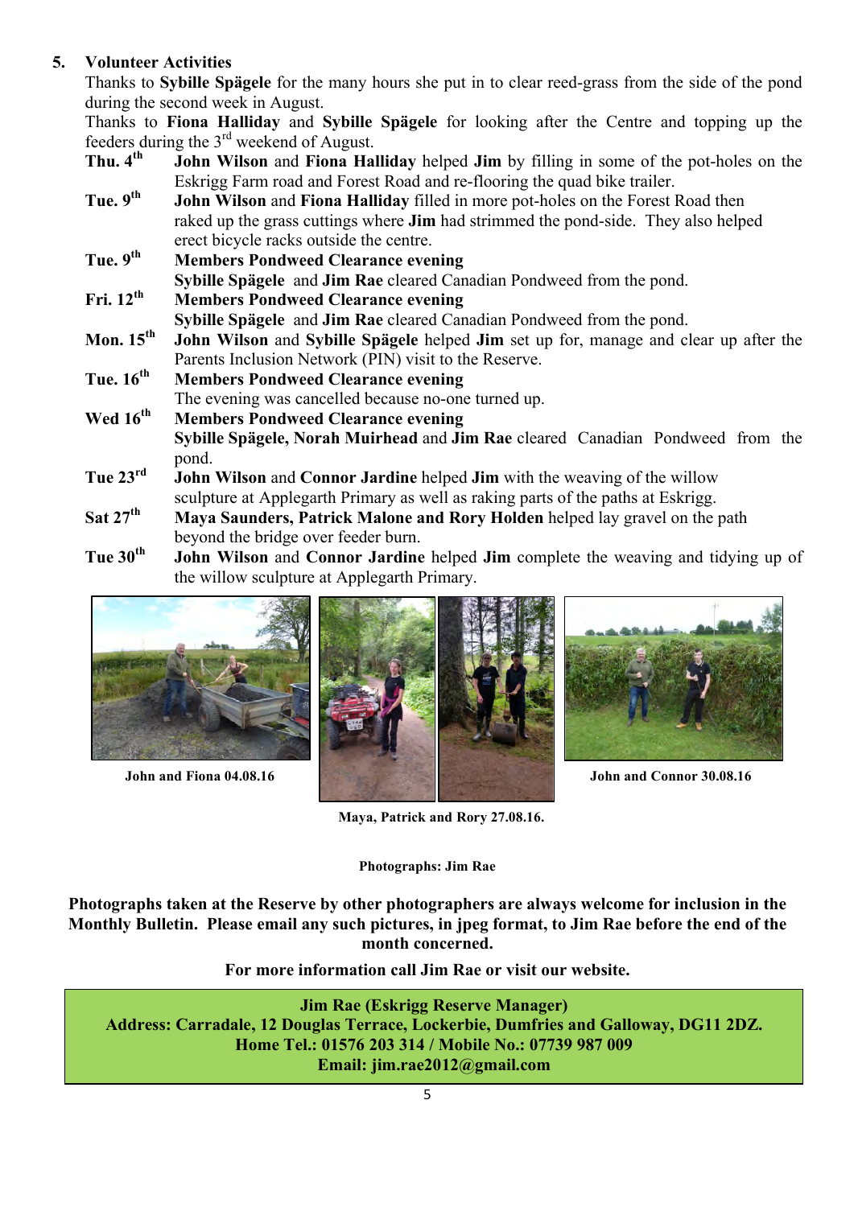## 5. Volunteer Activities

Thanks to **Sybille Spägele** for the many hours she put in to clear reed-grass from the side of the pond during the second week in August.

Thanks to **Fiona Halliday** and **Sybille Spägele** for looking after the Centre and topping up the feeders during the 3rd weekend of August.

**Thu. 4th** — **John Wilson** and **Fiona Halliday** helped **Jim** by filling in some of the pot-holes on the Eskrigg Farm road and Forest Road and re-flooring the quad bike trailer.

**Tue. 9th** — **John Wilson** and **Fiona Halliday** filled in more pot-holes on the Forest Road then raked up the grass cuttings where **Jim** had strimmed the pond-side. They also helped erect bicycle racks outside the centre.

**Tue. 9th** — **Members Pondweed Clearance evening**
**Sybille Spägele** and **Jim Rae** cleared Canadian Pondweed from the pond.

**Fri. 12th** — **Members Pondweed Clearance evening**
**Sybille Spägele** and **Jim Rae** cleared Canadian Pondweed from the pond.

**Mon. 15th** — **John Wilson** and **Sybille Spägele** helped **Jim** set up for, manage and clear up after the Parents Inclusion Network (PIN) visit to the Reserve.

**Tue. 16th** — **Members Pondweed Clearance evening**
The evening was cancelled because no-one turned up.

**Wed 16th** — **Members Pondweed Clearance evening**
**Sybille Spägele, Norah Muirhead** and **Jim Rae** cleared Canadian Pondweed from the pond.

**Tue 23rd** — **John Wilson** and **Connor Jardine** helped **Jim** with the weaving of the willow sculpture at Applegarth Primary as well as raking parts of the paths at Eskrigg.

**Sat 27th** — **Maya Saunders, Patrick Malone and Rory Holden** helped lay gravel on the path beyond the bridge over feeder burn.

**Tue 30th** — **John Wilson** and **Connor Jardine** helped **Jim** complete the weaving and tidying up of the willow sculpture at Applegarth Primary.

**John and Fiona 04.08.16**

**Maya, Patrick and Rory 27.08.16.**

**John and Connor 30.08.16**

**Photographs: Jim Rae**

**Photographs taken at the Reserve by other photographers are always welcome for inclusion in the Monthly Bulletin. Please email any such pictures, in jpeg format, to Jim Rae before the end of the month concerned.**

**For more information call Jim Rae or visit our website.**

**Jim Rae (Eskrigg Reserve Manager)**
**Address: Carradale, 12 Douglas Terrace, Lockerbie, Dumfries and Galloway, DG11 2DZ.**
**Home Tel.: 01576 203 314 / Mobile No.: 07739 987 009**
**Email: jim.rae2012@gmail.com**